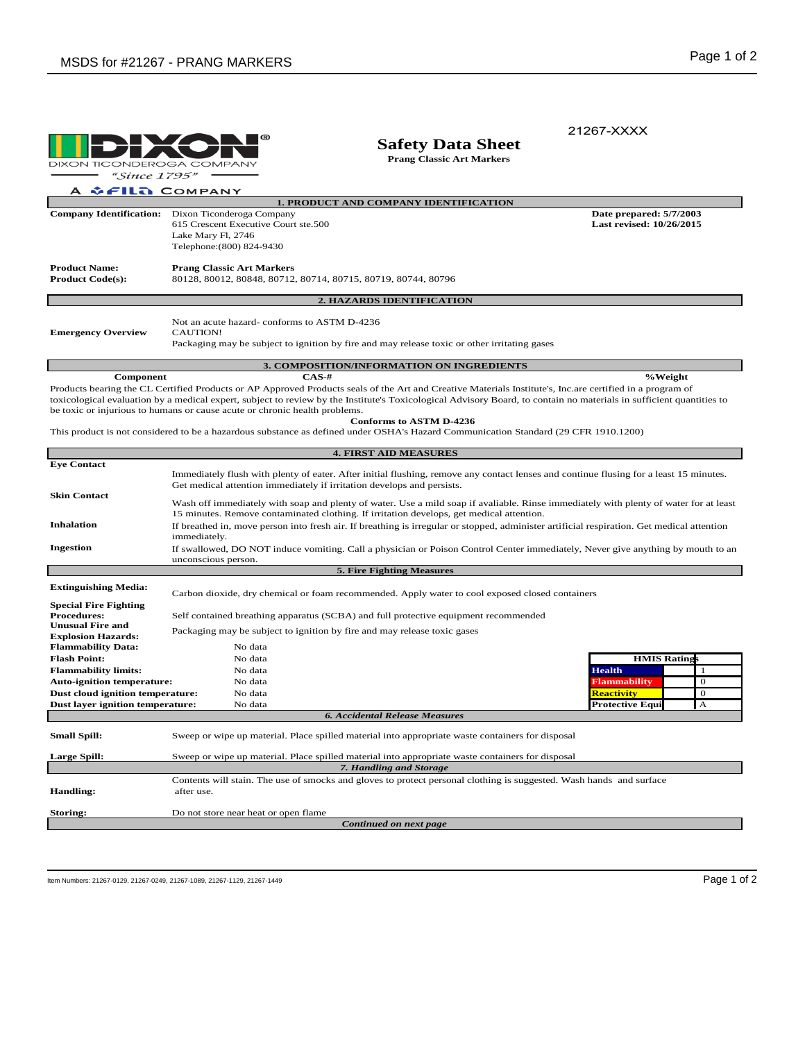21267-XXXX

DIXON TICONDEROGA COMPANY
"Since 1795"
A FILA COMPANY

# Safety Data Sheet

**Prang Classic Art Markers**

## 1. PRODUCT AND COMPANY IDENTIFICATION

**Company Identification:** Dixon Ticonderoga Company
615 Crescent Executive Court ste.500
Lake Mary Fl, 2746
Telephone:(800) 824-9430

**Date prepared: 5/7/2003**
**Last revised: 10/26/2015**

**Product Name:** **Prang Classic Art Markers**
**Product Code(s):** 80128, 80012, 80848, 80712, 80714, 80715, 80719, 80744, 80796

## 2. HAZARDS IDENTIFICATION

**Emergency Overview**

Not an acute hazard- conforms to ASTM D-4236
CAUTION!
Packaging may be subject to ignition by fire and may release toxic or other irritating gases

## 3. COMPOSITION/INFORMATION ON INGREDIENTS

| Component | CAS-# | %Weight |
|---|---|---|

Products bearing the CL Certified Products or AP Approved Products seals of the Art and Creative Materials Institute's, Inc.are certified in a program of toxicological evaluation by a medical expert, subject to review by the Institute's Toxicological Advisory Board, to contain no materials in sufficient quantities to be toxic or injurious to humans or cause acute or chronic health problems.

**Conforms to ASTM D-4236**

This product is not considered to be a hazardous substance as defined under OSHA's Hazard Communication Standard (29 CFR 1910.1200)

## 4. FIRST AID MEASURES

**Eye Contact**

Immediately flush with plenty of eater. After initial flushing, remove any contact lenses and continue flusing for a least 15 minutes. Get medical attention immediately if irritation develops and persists.

**Skin Contact**

Wash off immediately with soap and plenty of water. Use a mild soap if avaliable. Rinse immediately with plenty of water for at least 15 minutes. Remove contaminated clothing. If irritation develops, get medical attention.

**Inhalation**

If breathed in, move person into fresh air. If breathing is irregular or stopped, administer artificial respiration. Get medical attention immediately.

**Ingestion**

If swallowed, DO NOT induce vomiting. Call a physician or Poison Control Center immediately, Never give anything by mouth to an unconscious person.

## 5. Fire Fighting Measures

**Extinguishing Media:** Carbon dioxide, dry chemical or foam recommended. Apply water to cool exposed closed containers

**Special Fire Fighting Procedures:** Self contained breathing apparatus (SCBA) and full protective equipment recommended

**Unusual Fire and Explosion Hazards:** Packaging may be subject to ignition by fire and may release toxic gases

**Flammability Data:** No data
**Flash Point:** No data
**Flammability limits:** No data
**Auto-ignition temperature:** No data
**Dust cloud ignition temperature:** No data
**Dust layer ignition temperature:** No data

| HMIS Ratings | |
|---|---|
| Health | 1 |
| Flammability | 0 |
| Reactivity | 0 |
| Protective Equi | A |

## 6. Accidental Release Measures

**Small Spill:** Sweep or wipe up material. Place spilled material into appropriate waste containers for disposal

**Large Spill:** Sweep or wipe up material. Place spilled material into appropriate waste containers for disposal

## 7. Handling and Storage

**Handling:** Contents will stain. The use of smocks and gloves to protect personal clothing is suggested. Wash hands and surface after use.

**Storing:** Do not store near heat or open flame

*Continued on next page*

Item Numbers: 21267-0129, 21267-0249, 21267-1089, 21267-1129, 21267-1449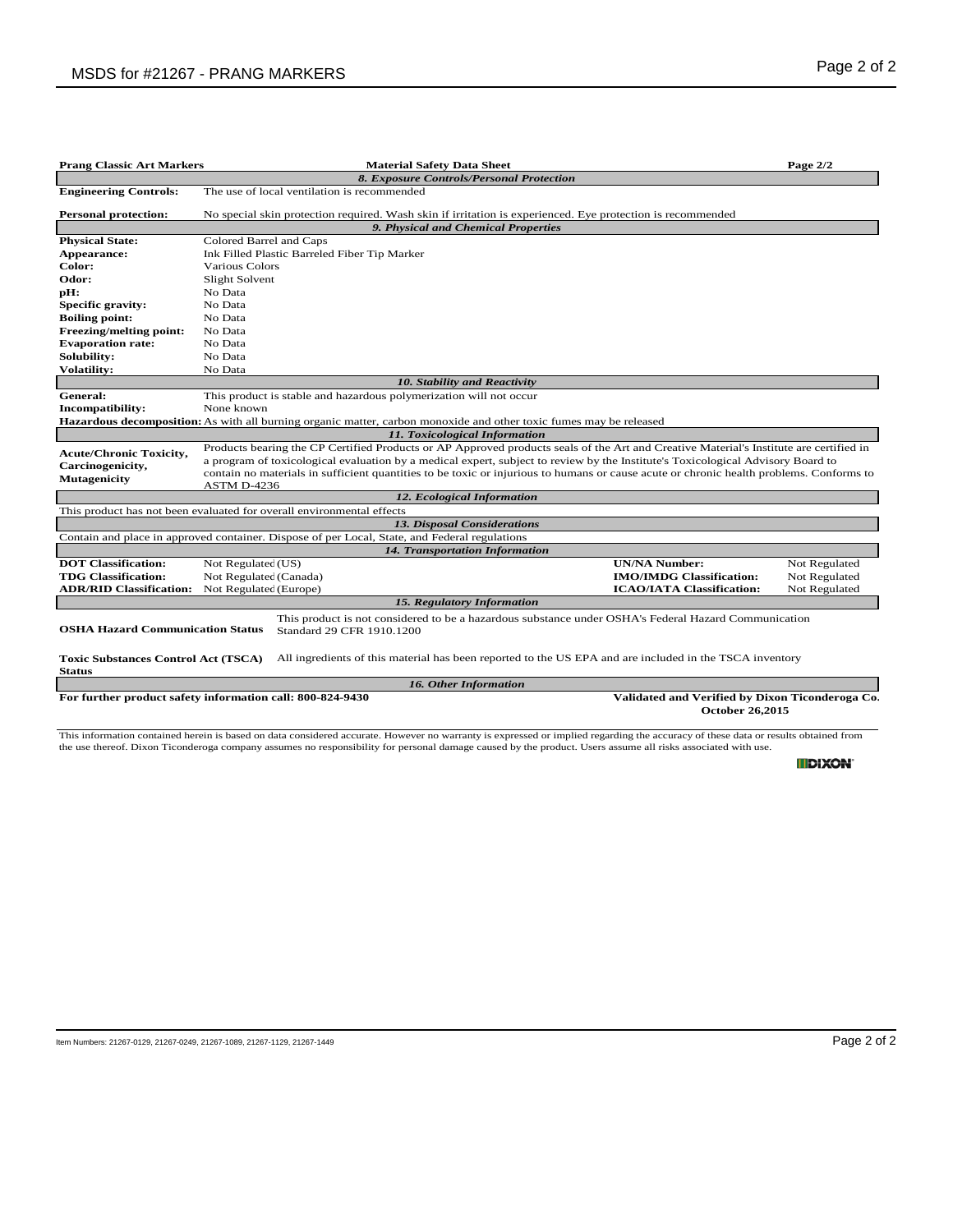**Prang Classic Art Markers** — **Material Safety Data Sheet** — **Page 2/2**

### 8. Exposure Controls/Personal Protection

**Engineering Controls:** The use of local ventilation is recommended

**Personal protection:** No special skin protection required. Wash skin if irritation is experienced. Eye protection is recommended

### 9. Physical and Chemical Properties

| | |
|---|---|
| **Physical State:** | Colored Barrel and Caps |
| **Appearance:** | Ink Filled Plastic Barreled Fiber Tip Marker |
| **Color:** | Various Colors |
| **Odor:** | Slight Solvent |
| **pH:** | No Data |
| **Specific gravity:** | No Data |
| **Boiling point:** | No Data |
| **Freezing/melting point:** | No Data |
| **Evaporation rate:** | No Data |
| **Solubility:** | No Data |
| **Volatility:** | No Data |

### 10. Stability and Reactivity

**General:** This product is stable and hazardous polymerization will not occur

**Incompatibility:** None known

**Hazardous decomposition:** As with all burning organic matter, carbon monoxide and other toxic fumes may be released

### 11. Toxicological Information

**Acute/Chronic Toxicity, Carcinogenicity, Mutagenicity:** Products bearing the CP Certified Products or AP Approved products seals of the Art and Creative Material's Institute are certified in a program of toxicological evaluation by a medical expert, subject to review by the Institute's Toxicological Advisory Board to contain no materials in sufficient quantities to be toxic or injurious to humans or cause acute or chronic health problems. Conforms to ASTM D-4236

### 12. Ecological Information

This product has not been evaluated for overall environmental effects

### 13. Disposal Considerations

Contain and place in approved container. Dispose of per Local, State, and Federal regulations

### 14. Transportation Information

| | | | |
|---|---|---|---|
| **DOT Classification:** | Not Regulated (US) | **UN/NA Number:** | Not Regulated |
| **TDG Classification:** | Not Regulated (Canada) | **IMO/IMDG Classification:** | Not Regulated |
| **ADR/RID Classification:** | Not Regulated (Europe) | **ICAO/IATA Classification:** | Not Regulated |

### 15. Regulatory Information

**OSHA Hazard Communication Status:** This product is not considered to be a hazardous substance under OSHA's Federal Hazard Communication Standard 29 CFR 1910.1200

**Toxic Substances Control Act (TSCA) Status:** All ingredients of this material has been reported to the US EPA and are included in the TSCA inventory

### 16. Other Information

**For further product safety information call: 800-824-9430**

**Validated and Verified by Dixon Ticonderoga Co.**
**October 26,2015**

This information contained herein is based on data considered accurate. However no warranty is expressed or implied regarding the accuracy of these data or results obtained from the use thereof. Dixon Ticonderoga company assumes no responsibility for personal damage caused by the product. Users assume all risks associated with use.

DIXON

Item Numbers: 21267-0129, 21267-0249, 21267-1089, 21267-1129, 21267-1449